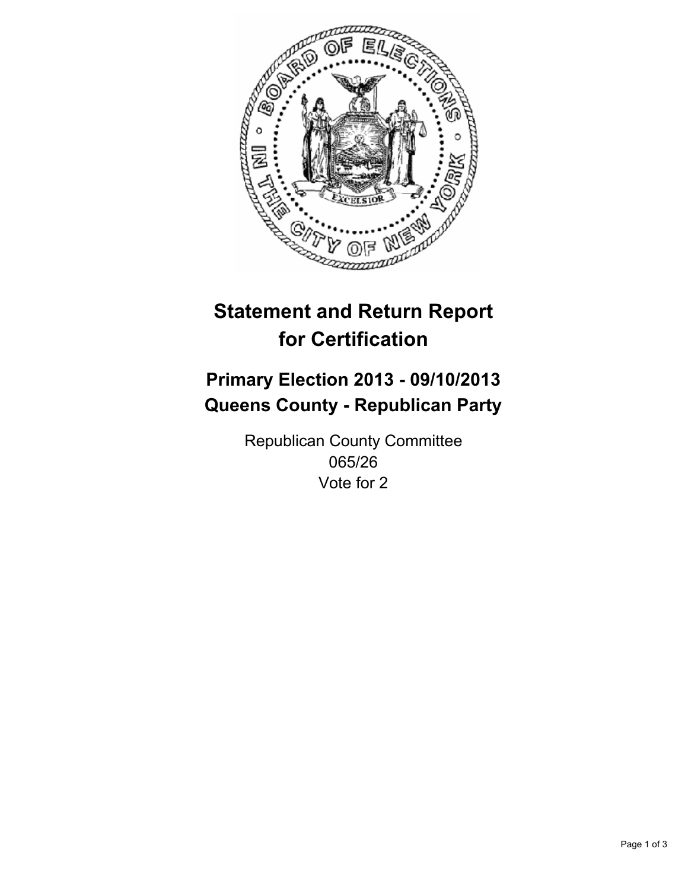# Statement and Return Report for Certification

## Primary Election 2013 - 09/10/2013
## Queens County - Republican Party

Republican County Committee
065/26
Vote for 2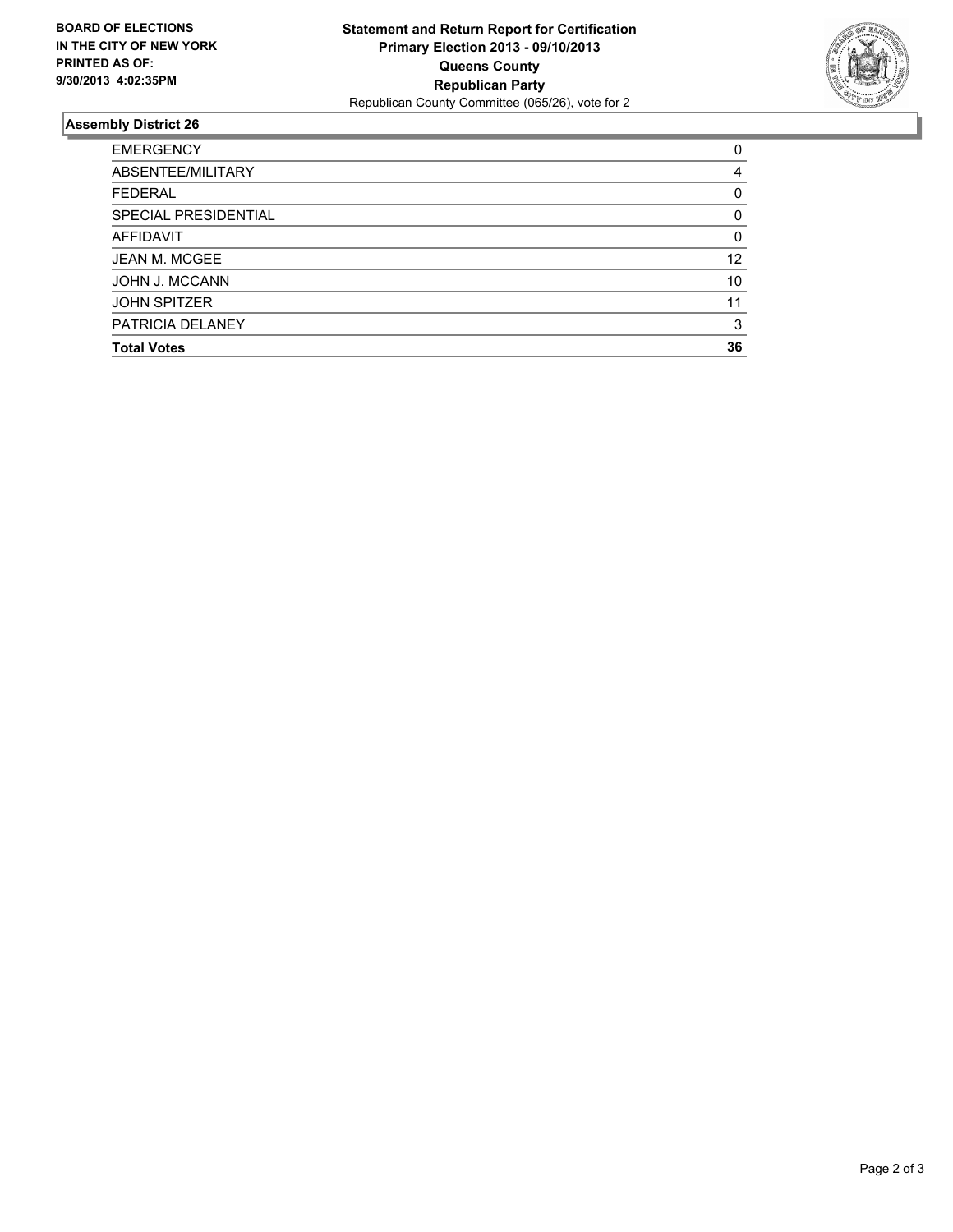**BOARD OF ELECTIONS IN THE CITY OF NEW YORK PRINTED AS OF: 9/30/2013 4:02:35PM**

**Statement and Return Report for Certification**
**Primary Election 2013 - 09/10/2013**
**Queens County**
**Republican Party**
Republican County Committee (065/26), vote for 2

## Assembly District 26

| | |
|---|---|
| EMERGENCY | 0 |
| ABSENTEE/MILITARY | 4 |
| FEDERAL | 0 |
| SPECIAL PRESIDENTIAL | 0 |
| AFFIDAVIT | 0 |
| JEAN M. MCGEE | 12 |
| JOHN J. MCCANN | 10 |
| JOHN SPITZER | 11 |
| PATRICIA DELANEY | 3 |
| **Total Votes** | **36** |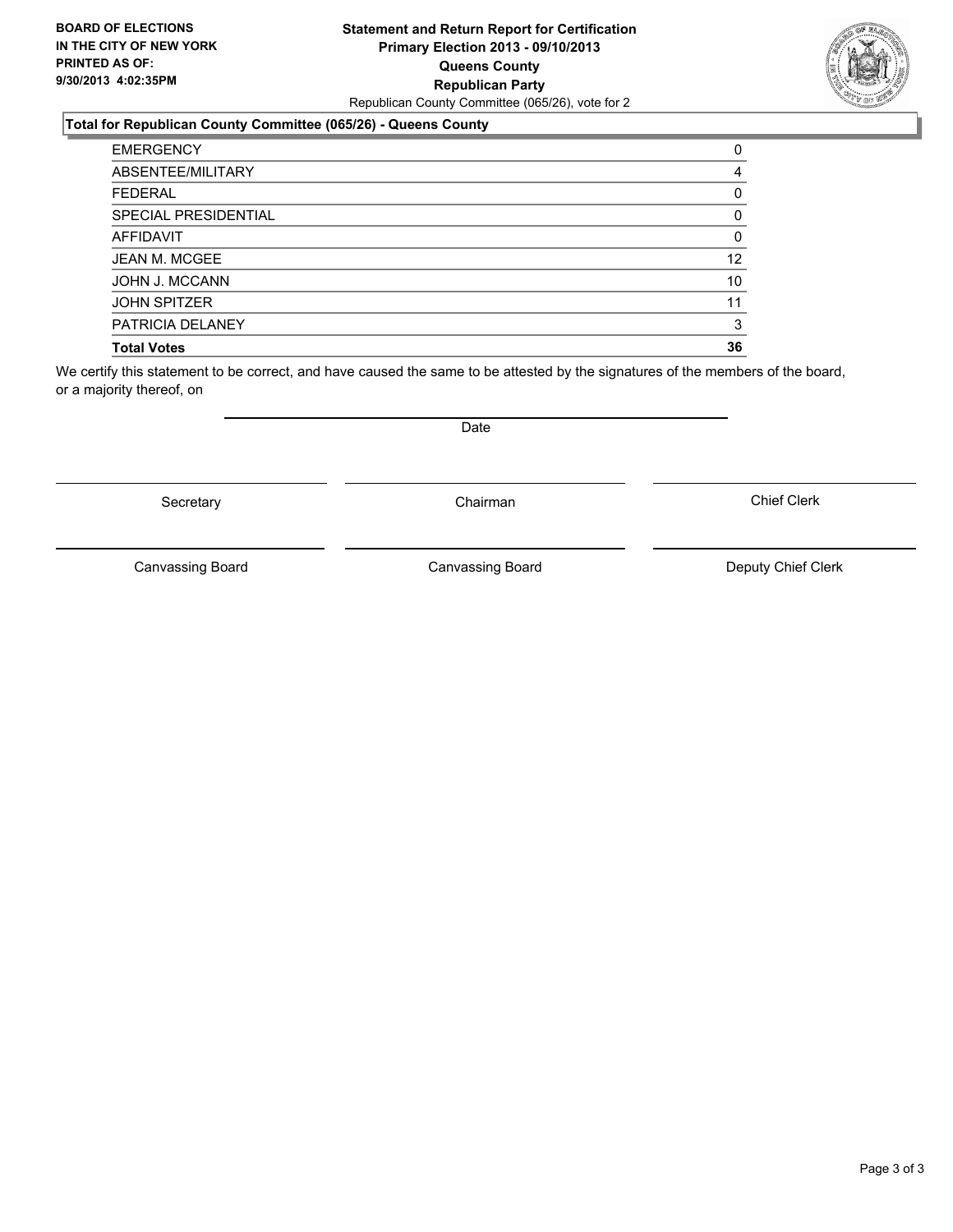**BOARD OF ELECTIONS IN THE CITY OF NEW YORK PRINTED AS OF: 9/30/2013 4:02:35PM**

**Statement and Return Report for Certification**
**Primary Election 2013 - 09/10/2013**
**Queens County**
**Republican Party**
Republican County Committee (065/26), vote for 2

### Total for Republican County Committee (065/26) - Queens County

| | |
|---|---|
| EMERGENCY | 0 |
| ABSENTEE/MILITARY | 4 |
| FEDERAL | 0 |
| SPECIAL PRESIDENTIAL | 0 |
| AFFIDAVIT | 0 |
| JEAN M. MCGEE | 12 |
| JOHN J. MCCANN | 10 |
| JOHN SPITZER | 11 |
| PATRICIA DELANEY | 3 |
| **Total Votes** | **36** |

We certify this statement to be correct, and have caused the same to be attested by the signatures of the members of the board, or a majority thereof, on

Date

Secretary

Chairman

Chief Clerk

Canvassing Board

Canvassing Board

Deputy Chief Clerk